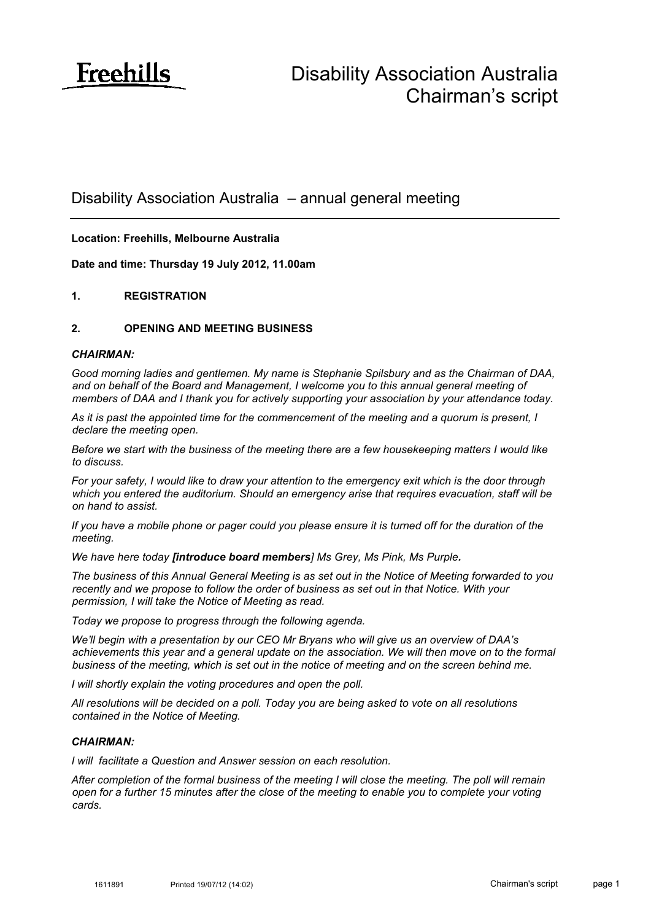Freehills

# Disability Association Australia
# Chairman's script

## Disability Association Australia – annual general meeting

---

**Location: Freehills, Melbourne Australia**

**Date and time: Thursday 19 July 2012, 11.00am**

### 1. REGISTRATION

### 2. OPENING AND MEETING BUSINESS

***CHAIRMAN:***

*Good morning ladies and gentlemen. My name is Stephanie Spilsbury and as the Chairman of DAA, and on behalf of the Board and Management, I welcome you to this annual general meeting of members of DAA and I thank you for actively supporting your association by your attendance today.*

*As it is past the appointed time for the commencement of the meeting and a quorum is present, I declare the meeting open.*

*Before we start with the business of the meeting there are a few housekeeping matters I would like to discuss.*

*For your safety, I would like to draw your attention to the emergency exit which is the door through which you entered the auditorium. Should an emergency arise that requires evacuation, staff will be on hand to assist.*

*If you have a mobile phone or pager could you please ensure it is turned off for the duration of the meeting.*

*We have here today* ***[introduce board members****] Ms Grey, Ms Pink, Ms Purple****.***

*The business of this Annual General Meeting is as set out in the Notice of Meeting forwarded to you recently and we propose to follow the order of business as set out in that Notice. With your permission, I will take the Notice of Meeting as read.*

*Today we propose to progress through the following agenda.*

*We'll begin with a presentation by our CEO Mr Bryans who will give us an overview of DAA's achievements this year and a general update on the association. We will then move on to the formal business of the meeting, which is set out in the notice of meeting and on the screen behind me.*

*I will shortly explain the voting procedures and open the poll.*

*All resolutions will be decided on a poll. Today you are being asked to vote on all resolutions contained in the Notice of Meeting.*

***CHAIRMAN:***

*I will facilitate a Question and Answer session on each resolution.*

*After completion of the formal business of the meeting I will close the meeting. The poll will remain open for a further 15 minutes after the close of the meeting to enable you to complete your voting cards.*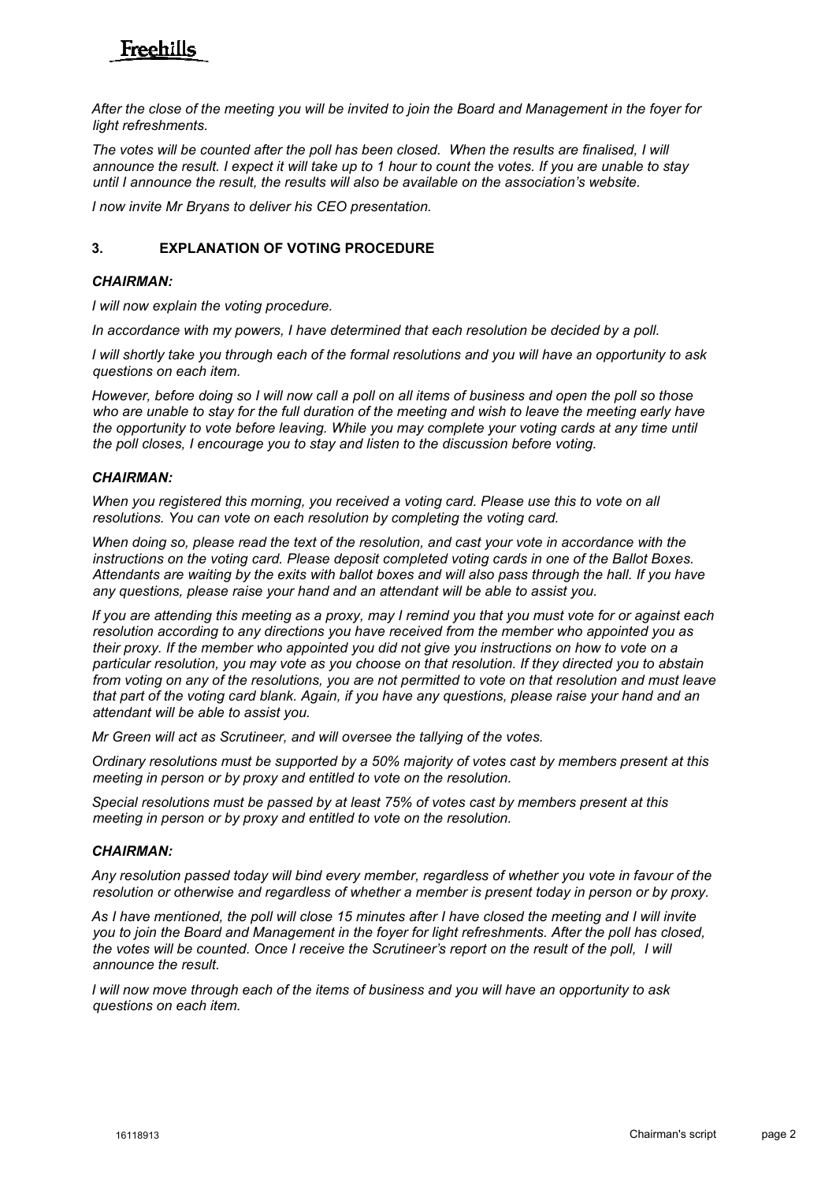*After the close of the meeting you will be invited to join the Board and Management in the foyer for light refreshments.*

*The votes will be counted after the poll has been closed. When the results are finalised, I will announce the result. I expect it will take up to 1 hour to count the votes. If you are unable to stay until I announce the result, the results will also be available on the association's website.*

*I now invite Mr Bryans to deliver his CEO presentation.*

## 3. EXPLANATION OF VOTING PROCEDURE

***CHAIRMAN:***

*I will now explain the voting procedure.*

*In accordance with my powers, I have determined that each resolution be decided by a poll.*

*I will shortly take you through each of the formal resolutions and you will have an opportunity to ask questions on each item.*

*However, before doing so I will now call a poll on all items of business and open the poll so those who are unable to stay for the full duration of the meeting and wish to leave the meeting early have the opportunity to vote before leaving. While you may complete your voting cards at any time until the poll closes, I encourage you to stay and listen to the discussion before voting.*

***CHAIRMAN:***

*When you registered this morning, you received a voting card. Please use this to vote on all resolutions. You can vote on each resolution by completing the voting card.*

*When doing so, please read the text of the resolution, and cast your vote in accordance with the instructions on the voting card. Please deposit completed voting cards in one of the Ballot Boxes. Attendants are waiting by the exits with ballot boxes and will also pass through the hall. If you have any questions, please raise your hand and an attendant will be able to assist you.*

*If you are attending this meeting as a proxy, may I remind you that you must vote for or against each resolution according to any directions you have received from the member who appointed you as their proxy. If the member who appointed you did not give you instructions on how to vote on a particular resolution, you may vote as you choose on that resolution. If they directed you to abstain from voting on any of the resolutions, you are not permitted to vote on that resolution and must leave that part of the voting card blank. Again, if you have any questions, please raise your hand and an attendant will be able to assist you.*

*Mr Green will act as Scrutineer, and will oversee the tallying of the votes.*

*Ordinary resolutions must be supported by a 50% majority of votes cast by members present at this meeting in person or by proxy and entitled to vote on the resolution.*

*Special resolutions must be passed by at least 75% of votes cast by members present at this meeting in person or by proxy and entitled to vote on the resolution.*

***CHAIRMAN:***

*Any resolution passed today will bind every member, regardless of whether you vote in favour of the resolution or otherwise and regardless of whether a member is present today in person or by proxy.*

*As I have mentioned, the poll will close 15 minutes after I have closed the meeting and I will invite you to join the Board and Management in the foyer for light refreshments. After the poll has closed, the votes will be counted. Once I receive the Scrutineer's report on the result of the poll, I will announce the result.*

*I will now move through each of the items of business and you will have an opportunity to ask questions on each item.*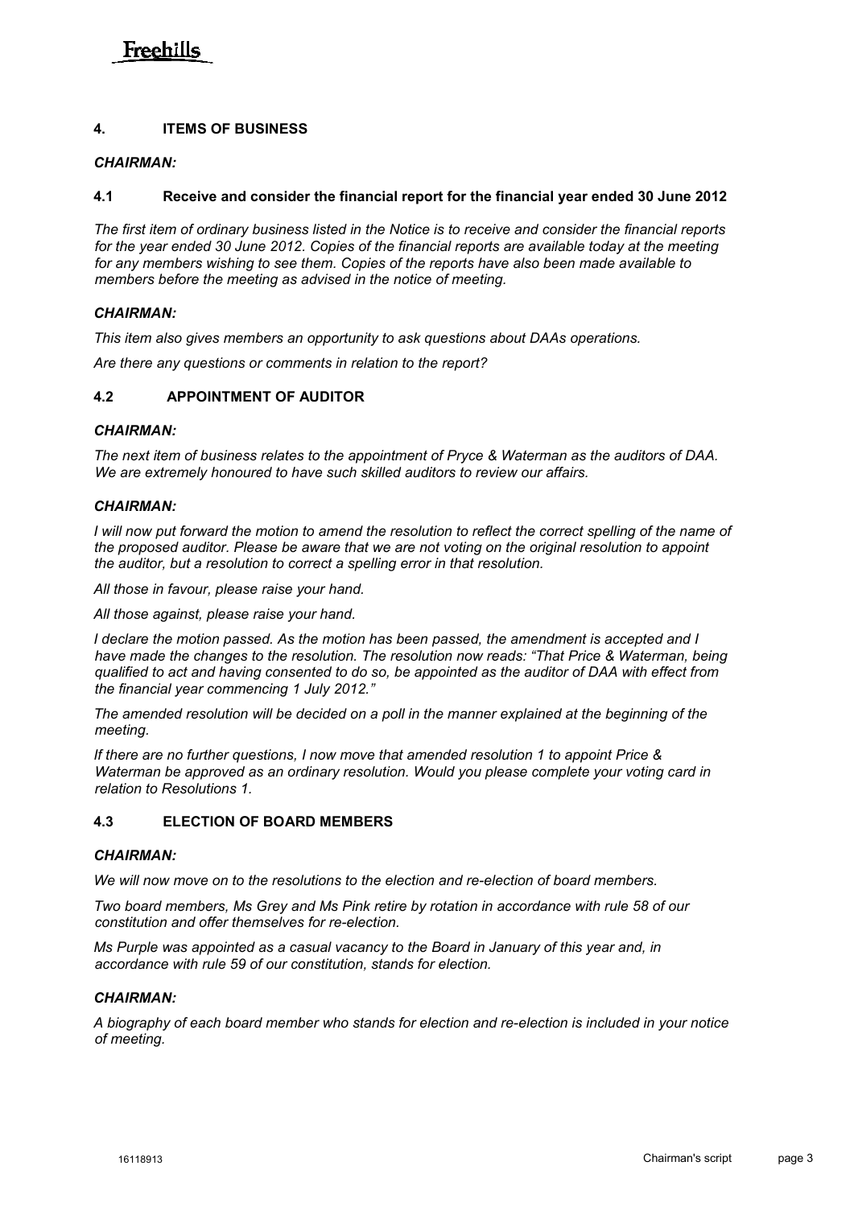## 4. ITEMS OF BUSINESS

***CHAIRMAN:***

### 4.1 Receive and consider the financial report for the financial year ended 30 June 2012

*The first item of ordinary business listed in the Notice is to receive and consider the financial reports for the year ended 30 June 2012. Copies of the financial reports are available today at the meeting for any members wishing to see them. Copies of the reports have also been made available to members before the meeting as advised in the notice of meeting.*

***CHAIRMAN:***

*This item also gives members an opportunity to ask questions about DAAs operations.*

*Are there any questions or comments in relation to the report?*

### 4.2 APPOINTMENT OF AUDITOR

***CHAIRMAN:***

*The next item of business relates to the appointment of Pryce & Waterman as the auditors of DAA. We are extremely honoured to have such skilled auditors to review our affairs.*

***CHAIRMAN:***

*I will now put forward the motion to amend the resolution to reflect the correct spelling of the name of the proposed auditor. Please be aware that we are not voting on the original resolution to appoint the auditor, but a resolution to correct a spelling error in that resolution.*

*All those in favour, please raise your hand.*

*All those against, please raise your hand.*

*I declare the motion passed. As the motion has been passed, the amendment is accepted and I have made the changes to the resolution. The resolution now reads: "That Price & Waterman, being qualified to act and having consented to do so, be appointed as the auditor of DAA with effect from the financial year commencing 1 July 2012."*

*The amended resolution will be decided on a poll in the manner explained at the beginning of the meeting.*

*If there are no further questions, I now move that amended resolution 1 to appoint Price & Waterman be approved as an ordinary resolution. Would you please complete your voting card in relation to Resolutions 1.*

### 4.3 ELECTION OF BOARD MEMBERS

***CHAIRMAN:***

*We will now move on to the resolutions to the election and re-election of board members.*

*Two board members, Ms Grey and Ms Pink retire by rotation in accordance with rule 58 of our constitution and offer themselves for re-election.*

*Ms Purple was appointed as a casual vacancy to the Board in January of this year and, in accordance with rule 59 of our constitution, stands for election.*

***CHAIRMAN:***

*A biography of each board member who stands for election and re-election is included in your notice of meeting.*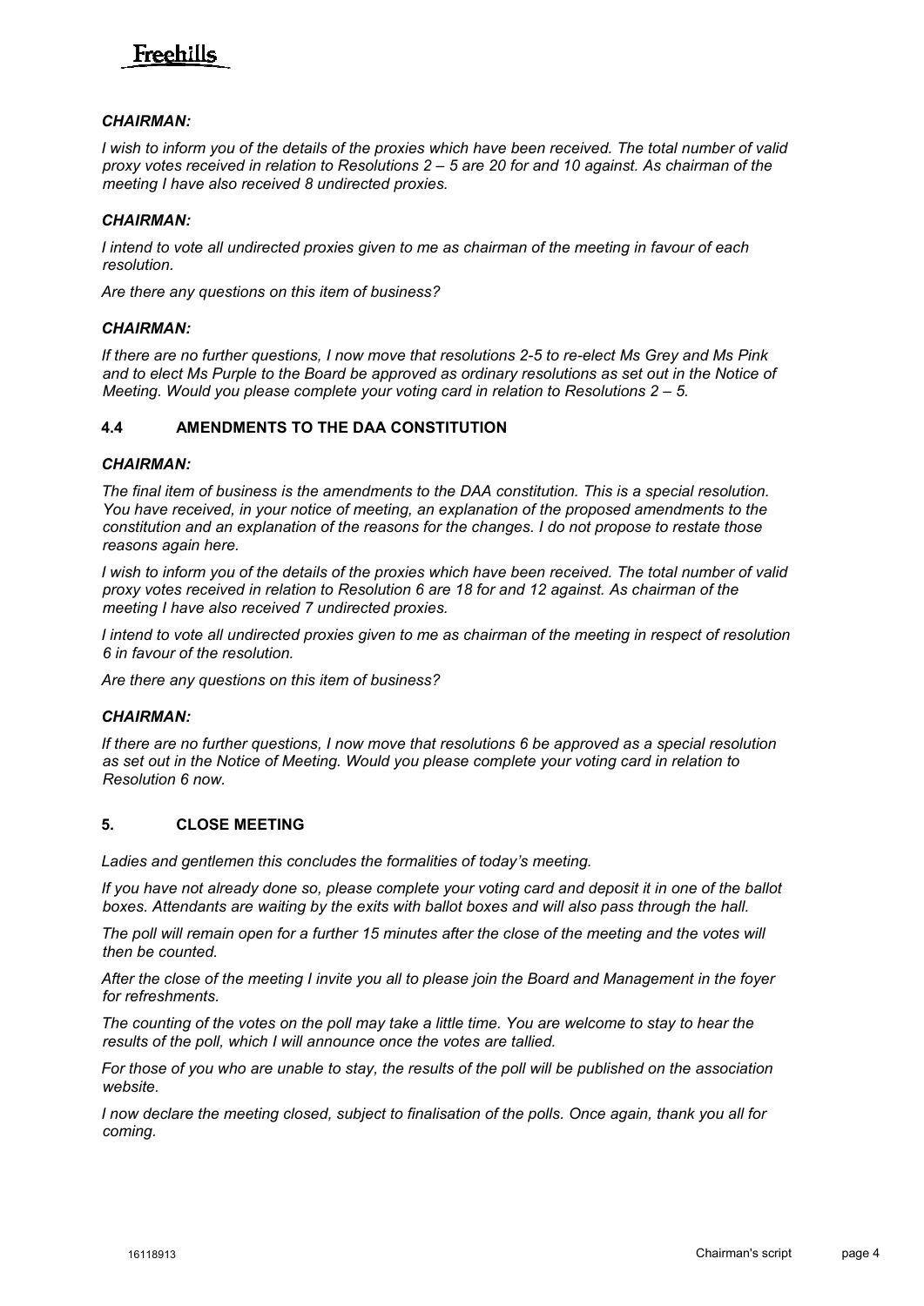***CHAIRMAN:***

*I wish to inform you of the details of the proxies which have been received. The total number of valid proxy votes received in relation to Resolutions 2 – 5 are 20 for and 10 against. As chairman of the meeting I have also received 8 undirected proxies.*

***CHAIRMAN:***

*I intend to vote all undirected proxies given to me as chairman of the meeting in favour of each resolution.*

*Are there any questions on this item of business?*

***CHAIRMAN:***

*If there are no further questions, I now move that resolutions 2-5 to re-elect Ms Grey and Ms Pink and to elect Ms Purple to the Board be approved as ordinary resolutions as set out in the Notice of Meeting. Would you please complete your voting card in relation to Resolutions 2 – 5.*

### 4.4 AMENDMENTS TO THE DAA CONSTITUTION

***CHAIRMAN:***

*The final item of business is the amendments to the DAA constitution. This is a special resolution. You have received, in your notice of meeting, an explanation of the proposed amendments to the constitution and an explanation of the reasons for the changes. I do not propose to restate those reasons again here.*

*I wish to inform you of the details of the proxies which have been received. The total number of valid proxy votes received in relation to Resolution 6 are 18 for and 12 against. As chairman of the meeting I have also received 7 undirected proxies.*

*I intend to vote all undirected proxies given to me as chairman of the meeting in respect of resolution 6 in favour of the resolution.*

*Are there any questions on this item of business?*

***CHAIRMAN:***

*If there are no further questions, I now move that resolutions 6 be approved as a special resolution as set out in the Notice of Meeting. Would you please complete your voting card in relation to Resolution 6 now.*

## 5. CLOSE MEETING

*Ladies and gentlemen this concludes the formalities of today's meeting.*

*If you have not already done so, please complete your voting card and deposit it in one of the ballot boxes. Attendants are waiting by the exits with ballot boxes and will also pass through the hall.*

*The poll will remain open for a further 15 minutes after the close of the meeting and the votes will then be counted.*

*After the close of the meeting I invite you all to please join the Board and Management in the foyer for refreshments.*

*The counting of the votes on the poll may take a little time. You are welcome to stay to hear the results of the poll, which I will announce once the votes are tallied.*

*For those of you who are unable to stay, the results of the poll will be published on the association website.*

*I now declare the meeting closed, subject to finalisation of the polls. Once again, thank you all for coming.*